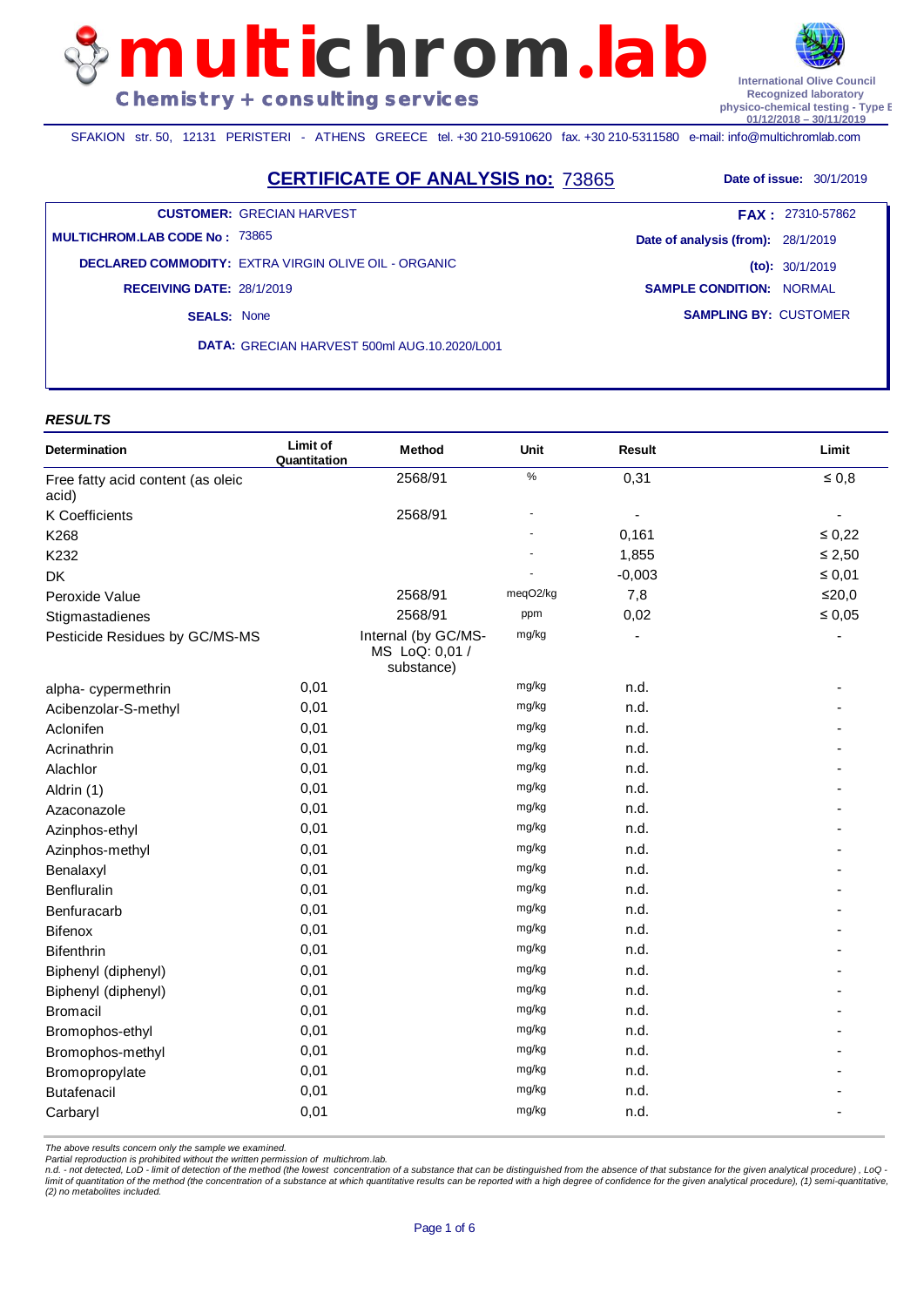# multichrom.lab

**Chemistry + consulting services**

International Olive Council
Recognized laboratory
physico-chemical testing - Type B
01/12/2018 – 30/11/2019

SFAKION str. 50, 12131 PERISTERI - ATHENS GREECE tel. +30 210-5910620 fax. +30 210-5311580 e-mail: info@multichromlab.com

## CERTIFICATE OF ANALYSIS no: 73865

**Date of issue:** 30/1/2019

**CUSTOMER:** GRECIAN HARVEST
**FAX :** 27310-57862
**MULTICHROM.LAB CODE No :** 73865
**Date of analysis (from):** 28/1/2019
**DECLARED COMMODITY:** EXTRA VIRGIN OLIVE OIL - ORGANIC
**(to):** 30/1/2019
**RECEIVING DATE:** 28/1/2019
**SAMPLE CONDITION:** NORMAL
**SEALS:** None
**SAMPLING BY:** CUSTOMER
**DATA:** GRECIAN HARVEST 500ml AUG.10.2020/L001

### *RESULTS*

| Determination | Limit of Quantitation | Method | Unit | Result | Limit |
|---|---|---|---|---|---|
| Free fatty acid content (as oleic acid) | | 2568/91 | % | 0,31 | ≤ 0,8 |
| K Coefficients | | 2568/91 | - | - | - |
| K268 | | | - | 0,161 | ≤ 0,22 |
| K232 | | | - | 1,855 | ≤ 2,50 |
| DK | | | - | -0,003 | ≤ 0,01 |
| Peroxide Value | | 2568/91 | meqO2/kg | 7,8 | ≤20,0 |
| Stigmastadienes | | 2568/91 | ppm | 0,02 | ≤ 0,05 |
| Pesticide Residues by GC/MS-MS | | Internal (by GC/MS-MS LoQ: 0,01 / substance) | mg/kg | - | - |
| alpha- cypermethrin | 0,01 | | mg/kg | n.d. | - |
| Acibenzolar-S-methyl | 0,01 | | mg/kg | n.d. | - |
| Aclonifen | 0,01 | | mg/kg | n.d. | - |
| Acrinathrin | 0,01 | | mg/kg | n.d. | - |
| Alachlor | 0,01 | | mg/kg | n.d. | - |
| Aldrin (1) | 0,01 | | mg/kg | n.d. | - |
| Azaconazole | 0,01 | | mg/kg | n.d. | - |
| Azinphos-ethyl | 0,01 | | mg/kg | n.d. | - |
| Azinphos-methyl | 0,01 | | mg/kg | n.d. | - |
| Benalaxyl | 0,01 | | mg/kg | n.d. | - |
| Benfluralin | 0,01 | | mg/kg | n.d. | - |
| Benfuracarb | 0,01 | | mg/kg | n.d. | - |
| Bifenox | 0,01 | | mg/kg | n.d. | - |
| Bifenthrin | 0,01 | | mg/kg | n.d. | - |
| Biphenyl (diphenyl) | 0,01 | | mg/kg | n.d. | - |
| Biphenyl (diphenyl) | 0,01 | | mg/kg | n.d. | - |
| Bromacil | 0,01 | | mg/kg | n.d. | - |
| Bromophos-ethyl | 0,01 | | mg/kg | n.d. | - |
| Bromophos-methyl | 0,01 | | mg/kg | n.d. | - |
| Bromopropylate | 0,01 | | mg/kg | n.d. | - |
| Butafenacil | 0,01 | | mg/kg | n.d. | - |
| Carbaryl | 0,01 | | mg/kg | n.d. | - |

*The above results concern only the sample we examined.*
*Partial reproduction is prohibited without the written permission of multichrom.lab.*
*n.d. - not detected, LoD - limit of detection of the method (the lowest concentration of a substance that can be distinguished from the absence of that substance for the given analytical procedure) , LoQ - limit of quantitation of the method (the concentration of a substance at which quantitative results can be reported with a high degree of confidence for the given analytical procedure), (1) semi-quantitative, (2) no metabolites included.*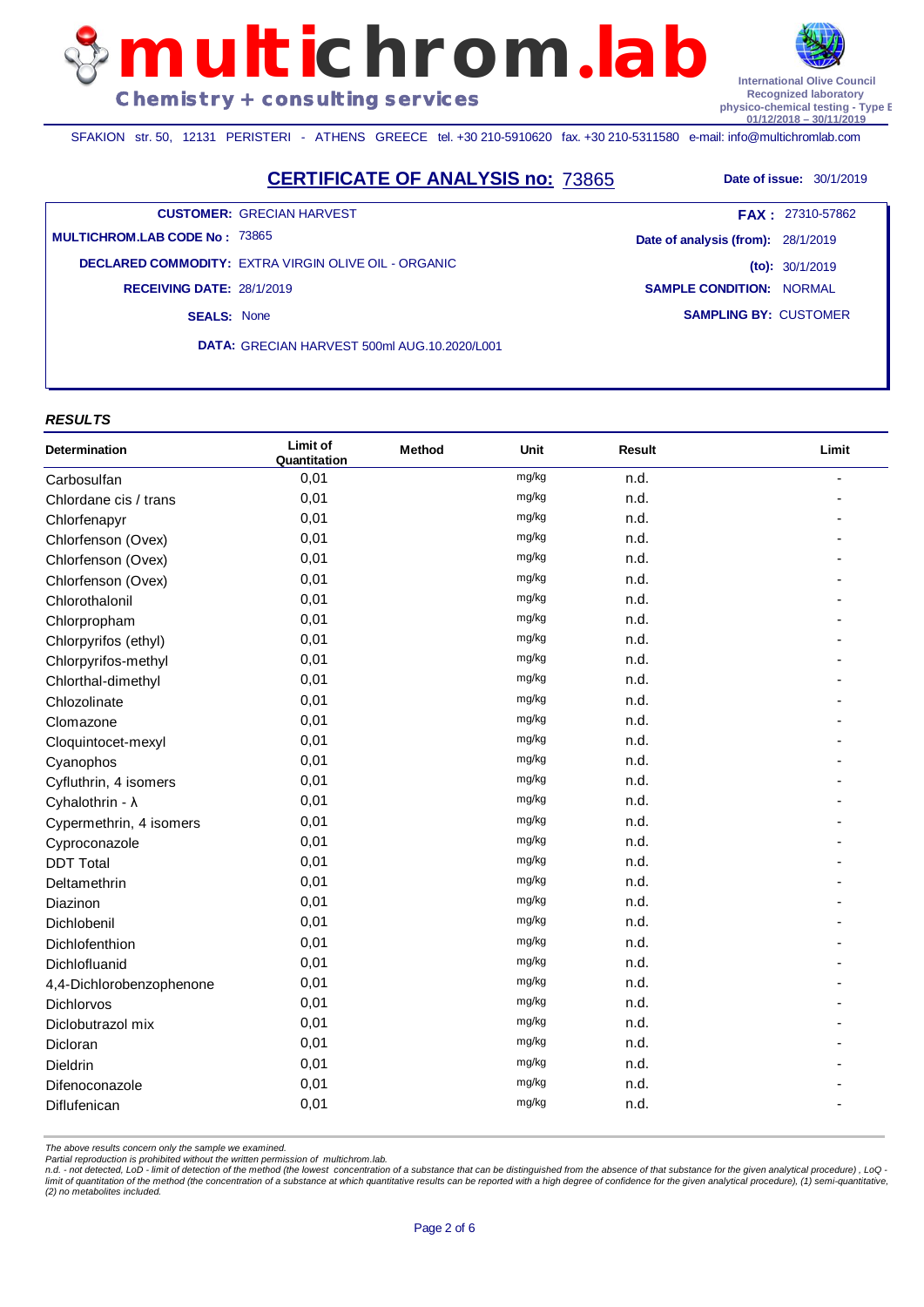**multichrom.lab**

Chemistry + consulting services

International Olive Council
Recognized laboratory
physico-chemical testing - Type B
01/12/2018 – 30/11/2019

SFAKION str. 50, 12131 PERISTERI - ATHENS GREECE tel. +30 210-5910620 fax. +30 210-5311580 e-mail: info@multichromlab.com

## CERTIFICATE OF ANALYSIS no: 73865

**Date of issue:** 30/1/2019

**CUSTOMER:** GRECIAN HARVEST
**FAX :** 27310-57862
**MULTICHROM.LAB CODE No :** 73865
**Date of analysis (from):** 28/1/2019
**DECLARED COMMODITY:** EXTRA VIRGIN OLIVE OIL - ORGANIC
**(to):** 30/1/2019
**RECEIVING DATE:** 28/1/2019
**SAMPLE CONDITION:** NORMAL
**SEALS:** None
**SAMPLING BY:** CUSTOMER
**DATA:** GRECIAN HARVEST 500ml AUG.10.2020/L001

### *RESULTS*

| Determination | Limit of Quantitation | Method | Unit | Result | Limit |
|---|---|---|---|---|---|
| Carbosulfan | 0,01 | | mg/kg | n.d. | - |
| Chlordane cis / trans | 0,01 | | mg/kg | n.d. | - |
| Chlorfenapyr | 0,01 | | mg/kg | n.d. | - |
| Chlorfenson (Ovex) | 0,01 | | mg/kg | n.d. | - |
| Chlorfenson (Ovex) | 0,01 | | mg/kg | n.d. | - |
| Chlorfenson (Ovex) | 0,01 | | mg/kg | n.d. | - |
| Chlorothalonil | 0,01 | | mg/kg | n.d. | - |
| Chlorpropham | 0,01 | | mg/kg | n.d. | - |
| Chlorpyrifos (ethyl) | 0,01 | | mg/kg | n.d. | - |
| Chlorpyrifos-methyl | 0,01 | | mg/kg | n.d. | - |
| Chlorthal-dimethyl | 0,01 | | mg/kg | n.d. | - |
| Chlozolinate | 0,01 | | mg/kg | n.d. | - |
| Clomazone | 0,01 | | mg/kg | n.d. | - |
| Cloquintocet-mexyl | 0,01 | | mg/kg | n.d. | - |
| Cyanophos | 0,01 | | mg/kg | n.d. | - |
| Cyfluthrin, 4 isomers | 0,01 | | mg/kg | n.d. | - |
| Cyhalothrin - λ | 0,01 | | mg/kg | n.d. | - |
| Cypermethrin, 4 isomers | 0,01 | | mg/kg | n.d. | - |
| Cyproconazole | 0,01 | | mg/kg | n.d. | - |
| DDT Total | 0,01 | | mg/kg | n.d. | - |
| Deltamethrin | 0,01 | | mg/kg | n.d. | - |
| Diazinon | 0,01 | | mg/kg | n.d. | - |
| Dichlobenil | 0,01 | | mg/kg | n.d. | - |
| Dichlofenthion | 0,01 | | mg/kg | n.d. | - |
| Dichlofluanid | 0,01 | | mg/kg | n.d. | - |
| 4,4-Dichlorobenzophenone | 0,01 | | mg/kg | n.d. | - |
| Dichlorvos | 0,01 | | mg/kg | n.d. | - |
| Diclobutrazol mix | 0,01 | | mg/kg | n.d. | - |
| Dicloran | 0,01 | | mg/kg | n.d. | - |
| Dieldrin | 0,01 | | mg/kg | n.d. | - |
| Difenoconazole | 0,01 | | mg/kg | n.d. | - |
| Diflufenican | 0,01 | | mg/kg | n.d. | - |

*The above results concern only the sample we examined.*
*Partial reproduction is prohibited without the written permission of multichrom.lab.*
*n.d. - not detected, LoD - limit of detection of the method (the lowest concentration of a substance that can be distinguished from the absence of that substance for the given analytical procedure) , LoQ - limit of quantitation of the method (the concentration of a substance at which quantitative results can be reported with a high degree of confidence for the given analytical procedure), (1) semi-quantitative, (2) no metabolites included.*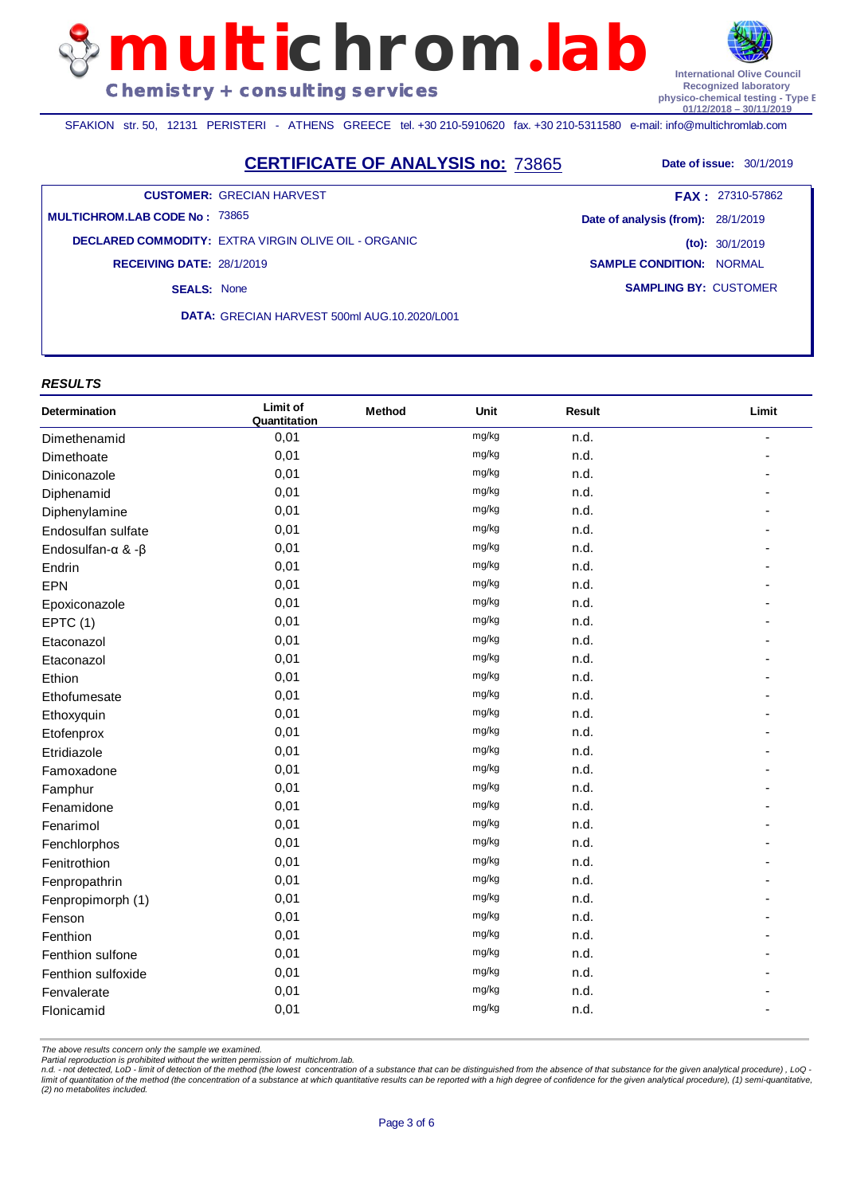# multichrom.lab

**Chemistry + consulting services**

International Olive Council
Recognized laboratory
physico-chemical testing - Type B
01/12/2018 – 30/11/2019

SFAKION str. 50, 12131 PERISTERI - ATHENS GREECE tel. +30 210-5910620 fax. +30 210-5311580 e-mail: info@multichromlab.com

## CERTIFICATE OF ANALYSIS no: 73865

**Date of issue:** 30/1/2019

**CUSTOMER:** GRECIAN HARVEST
**FAX :** 27310-57862
**MULTICHROM.LAB CODE No :** 73865
**Date of analysis (from):** 28/1/2019
**(to):** 30/1/2019
**DECLARED COMMODITY:** EXTRA VIRGIN OLIVE OIL - ORGANIC
**RECEIVING DATE:** 28/1/2019
**SAMPLE CONDITION:** NORMAL
**SEALS:** None
**SAMPLING BY:** CUSTOMER
**DATA:** GRECIAN HARVEST 500ml AUG.10.2020/L001

### *RESULTS*

| Determination | Limit of Quantitation | Method | Unit | Result | Limit |
|---|---|---|---|---|---|
| Dimethenamid | 0,01 | | mg/kg | n.d. | - |
| Dimethoate | 0,01 | | mg/kg | n.d. | - |
| Diniconazole | 0,01 | | mg/kg | n.d. | - |
| Diphenamid | 0,01 | | mg/kg | n.d. | - |
| Diphenylamine | 0,01 | | mg/kg | n.d. | - |
| Endosulfan sulfate | 0,01 | | mg/kg | n.d. | - |
| Endosulfan-α & -β | 0,01 | | mg/kg | n.d. | - |
| Endrin | 0,01 | | mg/kg | n.d. | - |
| EPN | 0,01 | | mg/kg | n.d. | - |
| Epoxiconazole | 0,01 | | mg/kg | n.d. | - |
| EPTC (1) | 0,01 | | mg/kg | n.d. | - |
| Etaconazol | 0,01 | | mg/kg | n.d. | - |
| Etaconazol | 0,01 | | mg/kg | n.d. | - |
| Ethion | 0,01 | | mg/kg | n.d. | - |
| Ethofumesate | 0,01 | | mg/kg | n.d. | - |
| Ethoxyquin | 0,01 | | mg/kg | n.d. | - |
| Etofenprox | 0,01 | | mg/kg | n.d. | - |
| Etridiazole | 0,01 | | mg/kg | n.d. | - |
| Famoxadone | 0,01 | | mg/kg | n.d. | - |
| Famphur | 0,01 | | mg/kg | n.d. | - |
| Fenamidone | 0,01 | | mg/kg | n.d. | - |
| Fenarimol | 0,01 | | mg/kg | n.d. | - |
| Fenchlorphos | 0,01 | | mg/kg | n.d. | - |
| Fenitrothion | 0,01 | | mg/kg | n.d. | - |
| Fenpropathrin | 0,01 | | mg/kg | n.d. | - |
| Fenpropimorph (1) | 0,01 | | mg/kg | n.d. | - |
| Fenson | 0,01 | | mg/kg | n.d. | - |
| Fenthion | 0,01 | | mg/kg | n.d. | - |
| Fenthion sulfone | 0,01 | | mg/kg | n.d. | - |
| Fenthion sulfoxide | 0,01 | | mg/kg | n.d. | - |
| Fenvalerate | 0,01 | | mg/kg | n.d. | - |
| Flonicamid | 0,01 | | mg/kg | n.d. | - |

*The above results concern only the sample we examined.*
*Partial reproduction is prohibited without the written permission of multichrom.lab.*
*n.d. - not detected, LoD - limit of detection of the method (the lowest concentration of a substance that can be distinguished from the absence of that substance for the given analytical procedure) , LoQ - limit of quantitation of the method (the concentration of a substance at which quantitative results can be reported with a high degree of confidence for the given analytical procedure), (1) semi-quantitative, (2) no metabolites included.*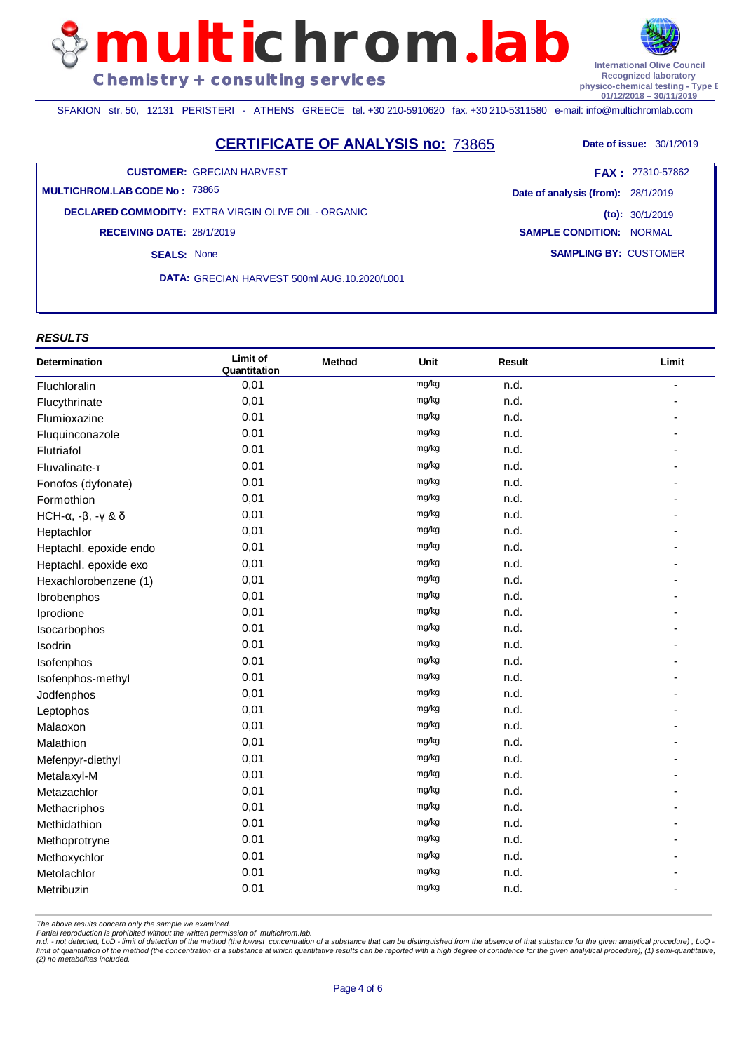# multichrom.lab

**Chemistry + consulting services**

International Olive Council
Recognized laboratory
physico-chemical testing - Type B
01/12/2018 – 30/11/2019

SFAKION str. 50, 12131 PERISTERI - ATHENS GREECE tel. +30 210-5910620 fax. +30 210-5311580 e-mail: info@multichromlab.com

## CERTIFICATE OF ANALYSIS no: 73865

**Date of issue:** 30/1/2019

**CUSTOMER:** GRECIAN HARVEST
**FAX :** 27310-57862
**MULTICHROM.LAB CODE No :** 73865
**Date of analysis (from):** 28/1/2019
**(to):** 30/1/2019
**DECLARED COMMODITY:** EXTRA VIRGIN OLIVE OIL - ORGANIC
**RECEIVING DATE:** 28/1/2019
**SAMPLE CONDITION:** NORMAL
**SEALS:** None
**SAMPLING BY:** CUSTOMER
**DATA:** GRECIAN HARVEST 500ml AUG.10.2020/L001

### *RESULTS*

| Determination | Limit of Quantitation | Method | Unit | Result | Limit |
|---|---|---|---|---|---|
| Fluchloralin | 0,01 | | mg/kg | n.d. | - |
| Flucythrinate | 0,01 | | mg/kg | n.d. | - |
| Flumioxazine | 0,01 | | mg/kg | n.d. | - |
| Fluquinconazole | 0,01 | | mg/kg | n.d. | - |
| Flutriafol | 0,01 | | mg/kg | n.d. | - |
| Fluvalinate-τ | 0,01 | | mg/kg | n.d. | - |
| Fonofos (dyfonate) | 0,01 | | mg/kg | n.d. | - |
| Formothion | 0,01 | | mg/kg | n.d. | - |
| HCH-α, -β, -γ & δ | 0,01 | | mg/kg | n.d. | - |
| Heptachlor | 0,01 | | mg/kg | n.d. | - |
| Heptachl. epoxide endo | 0,01 | | mg/kg | n.d. | - |
| Heptachl. epoxide exo | 0,01 | | mg/kg | n.d. | - |
| Hexachlorobenzene (1) | 0,01 | | mg/kg | n.d. | - |
| Ibrobenphos | 0,01 | | mg/kg | n.d. | - |
| Iprodione | 0,01 | | mg/kg | n.d. | - |
| Isocarbophos | 0,01 | | mg/kg | n.d. | - |
| Isodrin | 0,01 | | mg/kg | n.d. | - |
| Isofenphos | 0,01 | | mg/kg | n.d. | - |
| Isofenphos-methyl | 0,01 | | mg/kg | n.d. | - |
| Jodfenphos | 0,01 | | mg/kg | n.d. | - |
| Leptophos | 0,01 | | mg/kg | n.d. | - |
| Malaoxon | 0,01 | | mg/kg | n.d. | - |
| Malathion | 0,01 | | mg/kg | n.d. | - |
| Mefenpyr-diethyl | 0,01 | | mg/kg | n.d. | - |
| Metalaxyl-M | 0,01 | | mg/kg | n.d. | - |
| Metazachlor | 0,01 | | mg/kg | n.d. | - |
| Methacriphos | 0,01 | | mg/kg | n.d. | - |
| Methidathion | 0,01 | | mg/kg | n.d. | - |
| Methoprotryne | 0,01 | | mg/kg | n.d. | - |
| Methoxychlor | 0,01 | | mg/kg | n.d. | - |
| Metolachlor | 0,01 | | mg/kg | n.d. | - |
| Metribuzin | 0,01 | | mg/kg | n.d. | - |

*The above results concern only the sample we examined.*
*Partial reproduction is prohibited without the written permission of multichrom.lab.*
*n.d. - not detected, LoD - limit of detection of the method (the lowest concentration of a substance that can be distinguished from the absence of that substance for the given analytical procedure) , LoQ - limit of quantitation of the method (the concentration of a substance at which quantitative results can be reported with a high degree of confidence for the given analytical procedure), (1) semi-quantitative, (2) no metabolites included.*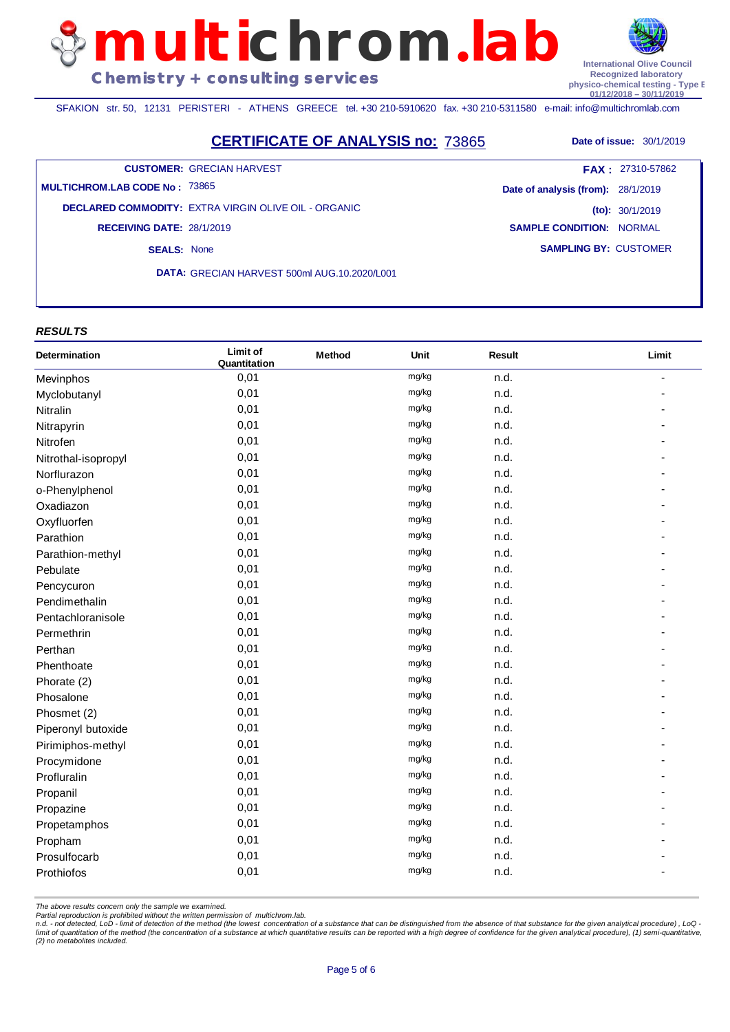**multichrom.lab**
Chemistry + consulting services

International Olive Council
Recognized laboratory
physico-chemical testing - Type B
01/12/2018 – 30/11/2019

SFAKION str. 50, 12131 PERISTERI - ATHENS GREECE tel. +30 210-5910620 fax. +30 210-5311580 e-mail: info@multichromlab.com

# CERTIFICATE OF ANALYSIS no: 73865

**Date of issue:** 30/1/2019

**CUSTOMER:** GRECIAN HARVEST
**FAX :** 27310-57862
**MULTICHROM.LAB CODE No :** 73865
**Date of analysis (from):** 28/1/2019
**DECLARED COMMODITY:** EXTRA VIRGIN OLIVE OIL - ORGANIC
**(to):** 30/1/2019
**RECEIVING DATE:** 28/1/2019
**SAMPLE CONDITION:** NORMAL
**SEALS:** None
**SAMPLING BY:** CUSTOMER
**DATA:** GRECIAN HARVEST 500ml AUG.10.2020/L001

### *RESULTS*

| Determination | Limit of Quantitation | Method | Unit | Result | Limit |
|---|---|---|---|---|---|
| Mevinphos | 0,01 | | mg/kg | n.d. | - |
| Myclobutanyl | 0,01 | | mg/kg | n.d. | - |
| Nitralin | 0,01 | | mg/kg | n.d. | - |
| Nitrapyrin | 0,01 | | mg/kg | n.d. | - |
| Nitrofen | 0,01 | | mg/kg | n.d. | - |
| Nitrothal-isopropyl | 0,01 | | mg/kg | n.d. | - |
| Norflurazon | 0,01 | | mg/kg | n.d. | - |
| o-Phenylphenol | 0,01 | | mg/kg | n.d. | - |
| Oxadiazon | 0,01 | | mg/kg | n.d. | - |
| Oxyfluorfen | 0,01 | | mg/kg | n.d. | - |
| Parathion | 0,01 | | mg/kg | n.d. | - |
| Parathion-methyl | 0,01 | | mg/kg | n.d. | - |
| Pebulate | 0,01 | | mg/kg | n.d. | - |
| Pencycuron | 0,01 | | mg/kg | n.d. | - |
| Pendimethalin | 0,01 | | mg/kg | n.d. | - |
| Pentachloranisole | 0,01 | | mg/kg | n.d. | - |
| Permethrin | 0,01 | | mg/kg | n.d. | - |
| Perthan | 0,01 | | mg/kg | n.d. | - |
| Phenthoate | 0,01 | | mg/kg | n.d. | - |
| Phorate (2) | 0,01 | | mg/kg | n.d. | - |
| Phosalone | 0,01 | | mg/kg | n.d. | - |
| Phosmet (2) | 0,01 | | mg/kg | n.d. | - |
| Piperonyl butoxide | 0,01 | | mg/kg | n.d. | - |
| Pirimiphos-methyl | 0,01 | | mg/kg | n.d. | - |
| Procymidone | 0,01 | | mg/kg | n.d. | - |
| Profluralin | 0,01 | | mg/kg | n.d. | - |
| Propanil | 0,01 | | mg/kg | n.d. | - |
| Propazine | 0,01 | | mg/kg | n.d. | - |
| Propetamphos | 0,01 | | mg/kg | n.d. | - |
| Propham | 0,01 | | mg/kg | n.d. | - |
| Prosulfocarb | 0,01 | | mg/kg | n.d. | - |
| Prothiofos | 0,01 | | mg/kg | n.d. | - |

*The above results concern only the sample we examined.*
*Partial reproduction is prohibited without the written permission of multichrom.lab.*
*n.d. - not detected, LoD - limit of detection of the method (the lowest concentration of a substance that can be distinguished from the absence of that substance for the given analytical procedure) , LoQ - limit of quantitation of the method (the concentration of a substance at which quantitative results can be reported with a high degree of confidence for the given analytical procedure), (1) semi-quantitative, (2) no metabolites included.*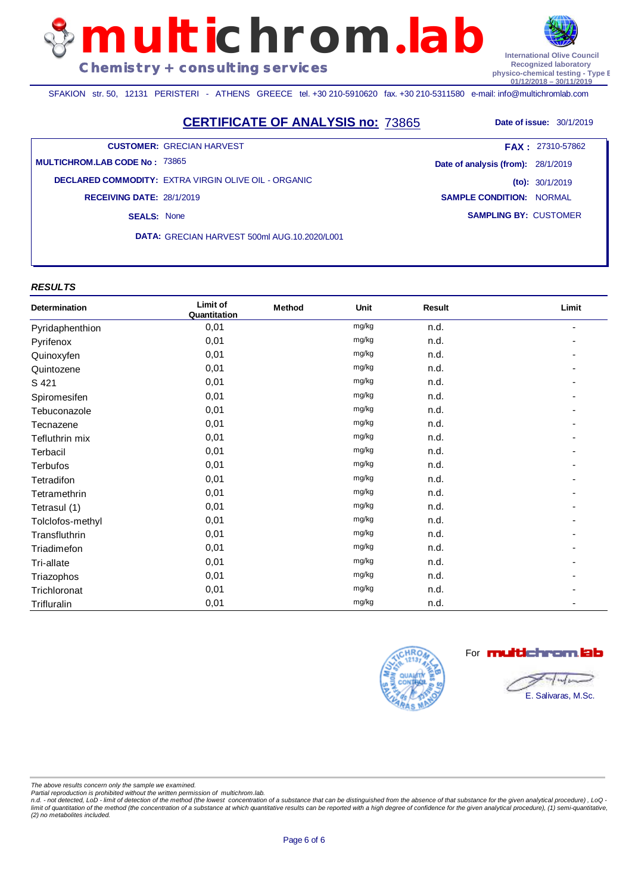# multichrom.lab

**Chemistry + consulting services**

International Olive Council
Recognized laboratory
physico-chemical testing - Type E
01/12/2018 – 30/11/2019

SFAKION str. 50, 12131 PERISTERI - ATHENS GREECE tel. +30 210-5910620 fax. +30 210-5311580 e-mail: info@multichromlab.com

## CERTIFICATE OF ANALYSIS no: 73865

**Date of issue:** 30/1/2019

**CUSTOMER:** GRECIAN HARVEST
**FAX :** 27310-57862
**MULTICHROM.LAB CODE No :** 73865
**Date of analysis (from):** 28/1/2019
**DECLARED COMMODITY:** EXTRA VIRGIN OLIVE OIL - ORGANIC
**(to):** 30/1/2019
**RECEIVING DATE:** 28/1/2019
**SAMPLE CONDITION:** NORMAL
**SEALS:** None
**SAMPLING BY:** CUSTOMER
**DATA:** GRECIAN HARVEST 500ml AUG.10.2020/L001

### *RESULTS*

| Determination | Limit of Quantitation | Method | Unit | Result | Limit |
|---|---|---|---|---|---|
| Pyridaphenthion | 0,01 | | mg/kg | n.d. | - |
| Pyrifenox | 0,01 | | mg/kg | n.d. | - |
| Quinoxyfen | 0,01 | | mg/kg | n.d. | - |
| Quintozene | 0,01 | | mg/kg | n.d. | - |
| S 421 | 0,01 | | mg/kg | n.d. | - |
| Spiromesifen | 0,01 | | mg/kg | n.d. | - |
| Tebuconazole | 0,01 | | mg/kg | n.d. | - |
| Tecnazene | 0,01 | | mg/kg | n.d. | - |
| Tefluthrin mix | 0,01 | | mg/kg | n.d. | - |
| Terbacil | 0,01 | | mg/kg | n.d. | - |
| Terbufos | 0,01 | | mg/kg | n.d. | - |
| Tetradifon | 0,01 | | mg/kg | n.d. | - |
| Tetramethrin | 0,01 | | mg/kg | n.d. | - |
| Tetrasul (1) | 0,01 | | mg/kg | n.d. | - |
| Tolclofos-methyl | 0,01 | | mg/kg | n.d. | - |
| Transfluthrin | 0,01 | | mg/kg | n.d. | - |
| Triadimefon | 0,01 | | mg/kg | n.d. | - |
| Tri-allate | 0,01 | | mg/kg | n.d. | - |
| Triazophos | 0,01 | | mg/kg | n.d. | - |
| Trichloronat | 0,01 | | mg/kg | n.d. | - |
| Trifluralin | 0,01 | | mg/kg | n.d. | - |

For multichrom.lab

E. Salivaras, M.Sc.

*The above results concern only the sample we examined.*
*Partial reproduction is prohibited without the written permission of multichrom.lab.*
*n.d. - not detected, LoD - limit of detection of the method (the lowest concentration of a substance that can be distinguished from the absence of that substance for the given analytical procedure) , LoQ - limit of quantitation of the method (the concentration of a substance at which quantitative results can be reported with a high degree of confidence for the given analytical procedure), (1) semi-quantitative, (2) no metabolites included.*